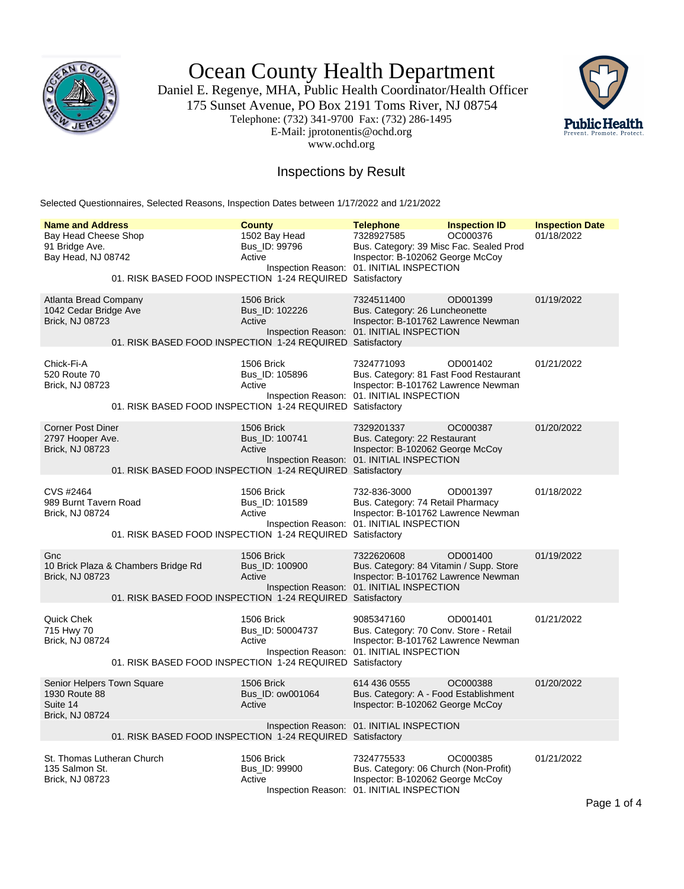# Ocean County Health Department

Daniel E. Regenye, MHA, Public Health Coordinator/Health Officer
175 Sunset Avenue, PO Box 2191 Toms River, NJ 08754
Telephone: (732) 341-9700 Fax: (732) 286-1495
E-Mail: jprotonentis@ochd.org
www.ochd.org

## Inspections by Result

Selected Questionnaires, Selected Reasons, Inspection Dates between 1/17/2022 and 1/21/2022

| Name and Address | County | Telephone | Inspection ID | Inspection Date |
|---|---|---|---|---|
| Bay Head Cheese Shop<br>91 Bridge Ave.<br>Bay Head, NJ 08742 | 1502 Bay Head<br>Bus_ID: 99796<br>Active | 7328927585<br>Bus. Category: 39 Misc Fac. Sealed Prod<br>Inspector: B-102062 George McCoy | OC000376 | 01/18/2022 |
| | Inspection Reason: | 01. INITIAL INSPECTION | | |
| 01. RISK BASED FOOD INSPECTION 1-24 REQUIRED | | Satisfactory | | |
| Atlanta Bread Company<br>1042 Cedar Bridge Ave<br>Brick, NJ 08723 | 1506 Brick<br>Bus_ID: 102226<br>Active | 7324511400<br>Bus. Category: 26 Luncheonette<br>Inspector: B-101762 Lawrence Newman | OD001399 | 01/19/2022 |
| | Inspection Reason: | 01. INITIAL INSPECTION | | |
| 01. RISK BASED FOOD INSPECTION 1-24 REQUIRED | | Satisfactory | | |
| Chick-Fi-A<br>520 Route 70<br>Brick, NJ 08723 | 1506 Brick<br>Bus_ID: 105896<br>Active | 7324771093<br>Bus. Category: 81 Fast Food Restaurant<br>Inspector: B-101762 Lawrence Newman | OD001402 | 01/21/2022 |
| | Inspection Reason: | 01. INITIAL INSPECTION | | |
| 01. RISK BASED FOOD INSPECTION 1-24 REQUIRED | | Satisfactory | | |
| Corner Post Diner<br>2797 Hooper Ave.<br>Brick, NJ 08723 | 1506 Brick<br>Bus_ID: 100741<br>Active | 7329201337<br>Bus. Category: 22 Restaurant<br>Inspector: B-102062 George McCoy | OC000387 | 01/20/2022 |
| | Inspection Reason: | 01. INITIAL INSPECTION | | |
| 01. RISK BASED FOOD INSPECTION 1-24 REQUIRED | | Satisfactory | | |
| CVS #2464<br>989 Burnt Tavern Road<br>Brick, NJ 08724 | 1506 Brick<br>Bus_ID: 101589<br>Active | 732-836-3000<br>Bus. Category: 74 Retail Pharmacy<br>Inspector: B-101762 Lawrence Newman | OD001397 | 01/18/2022 |
| | Inspection Reason: | 01. INITIAL INSPECTION | | |
| 01. RISK BASED FOOD INSPECTION 1-24 REQUIRED | | Satisfactory | | |
| Gnc<br>10 Brick Plaza & Chambers Bridge Rd<br>Brick, NJ 08723 | 1506 Brick<br>Bus_ID: 100900<br>Active | 7322620608<br>Bus. Category: 84 Vitamin / Supp. Store<br>Inspector: B-101762 Lawrence Newman | OD001400 | 01/19/2022 |
| | Inspection Reason: | 01. INITIAL INSPECTION | | |
| 01. RISK BASED FOOD INSPECTION 1-24 REQUIRED | | Satisfactory | | |
| Quick Chek<br>715 Hwy 70<br>Brick, NJ 08724 | 1506 Brick<br>Bus_ID: 50004737<br>Active | 9085347160<br>Bus. Category: 70 Conv. Store - Retail<br>Inspector: B-101762 Lawrence Newman | OD001401 | 01/21/2022 |
| | Inspection Reason: | 01. INITIAL INSPECTION | | |
| 01. RISK BASED FOOD INSPECTION 1-24 REQUIRED | | Satisfactory | | |
| Senior Helpers Town Square<br>1930 Route 88<br>Suite 14<br>Brick, NJ 08724 | 1506 Brick<br>Bus_ID: ow001064<br>Active | 614 436 0555<br>Bus. Category: A - Food Establishment<br>Inspector: B-102062 George McCoy | OC000388 | 01/20/2022 |
| | Inspection Reason: | 01. INITIAL INSPECTION | | |
| 01. RISK BASED FOOD INSPECTION 1-24 REQUIRED | | Satisfactory | | |
| St. Thomas Lutheran Church<br>135 Salmon St.<br>Brick, NJ 08723 | 1506 Brick<br>Bus_ID: 99900<br>Active | 7324775533<br>Bus. Category: 06 Church (Non-Profit)<br>Inspector: B-102062 George McCoy | OC000385 | 01/21/2022 |
| | Inspection Reason: | 01. INITIAL INSPECTION | | |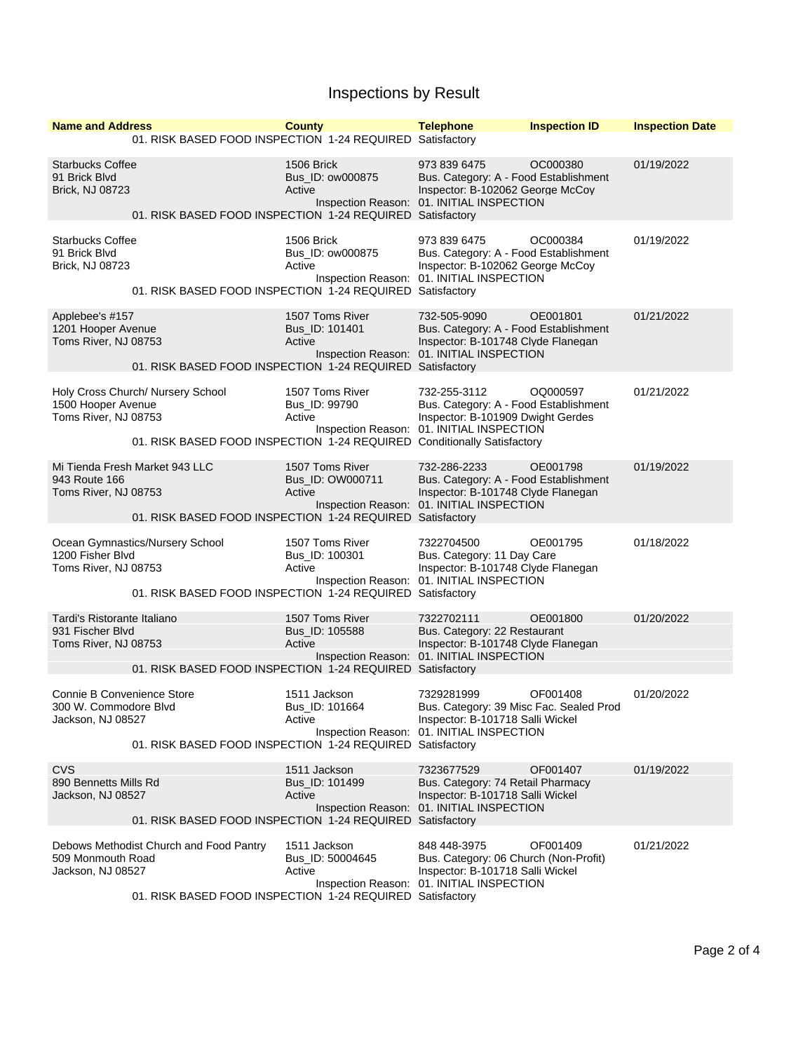# Inspections by Result

| Name and Address | County | Telephone | Inspection ID | Inspection Date |
|---|---|---|---|---|
| 01. RISK BASED FOOD INSPECTION 1-24 REQUIRED Satisfactory | | | | |
| Starbucks Coffee<br>91 Brick Blvd<br>Brick, NJ 08723 | 1506 Brick<br>Bus_ID: ow000875<br>Active | 973 839 6475<br>Bus. Category: A - Food Establishment<br>Inspector: B-102062 George McCoy | OC000380 | 01/19/2022 |
| Inspection Reason: 01. INITIAL INSPECTION<br>01. RISK BASED FOOD INSPECTION 1-24 REQUIRED Satisfactory | | | | |
| Starbucks Coffee<br>91 Brick Blvd<br>Brick, NJ 08723 | 1506 Brick<br>Bus_ID: ow000875<br>Active | 973 839 6475<br>Bus. Category: A - Food Establishment<br>Inspector: B-102062 George McCoy | OC000384 | 01/19/2022 |
| Inspection Reason: 01. INITIAL INSPECTION<br>01. RISK BASED FOOD INSPECTION 1-24 REQUIRED Satisfactory | | | | |
| Applebee's #157<br>1201 Hooper Avenue<br>Toms River, NJ 08753 | 1507 Toms River<br>Bus_ID: 101401<br>Active | 732-505-9090<br>Bus. Category: A - Food Establishment<br>Inspector: B-101748 Clyde Flanegan | OE001801 | 01/21/2022 |
| Inspection Reason: 01. INITIAL INSPECTION<br>01. RISK BASED FOOD INSPECTION 1-24 REQUIRED Satisfactory | | | | |
| Holy Cross Church/ Nursery School<br>1500 Hooper Avenue<br>Toms River, NJ 08753 | 1507 Toms River<br>Bus_ID: 99790<br>Active | 732-255-3112<br>Bus. Category: A - Food Establishment<br>Inspector: B-101909 Dwight Gerdes | OQ000597 | 01/21/2022 |
| Inspection Reason: 01. INITIAL INSPECTION<br>01. RISK BASED FOOD INSPECTION 1-24 REQUIRED Conditionally Satisfactory | | | | |
| Mi Tienda Fresh Market 943 LLC<br>943 Route 166<br>Toms River, NJ 08753 | 1507 Toms River<br>Bus_ID: OW000711<br>Active | 732-286-2233<br>Bus. Category: A - Food Establishment<br>Inspector: B-101748 Clyde Flanegan | OE001798 | 01/19/2022 |
| Inspection Reason: 01. INITIAL INSPECTION<br>01. RISK BASED FOOD INSPECTION 1-24 REQUIRED Satisfactory | | | | |
| Ocean Gymnastics/Nursery School<br>1200 Fisher Blvd<br>Toms River, NJ 08753 | 1507 Toms River<br>Bus_ID: 100301<br>Active | 7322704500<br>Bus. Category: 11 Day Care<br>Inspector: B-101748 Clyde Flanegan | OE001795 | 01/18/2022 |
| Inspection Reason: 01. INITIAL INSPECTION<br>01. RISK BASED FOOD INSPECTION 1-24 REQUIRED Satisfactory | | | | |
| Tardi's Ristorante Italiano<br>931 Fischer Blvd<br>Toms River, NJ 08753 | 1507 Toms River<br>Bus_ID: 105588<br>Active | 7322702111<br>Bus. Category: 22 Restaurant<br>Inspector: B-101748 Clyde Flanegan | OE001800 | 01/20/2022 |
| Inspection Reason: 01. INITIAL INSPECTION<br>01. RISK BASED FOOD INSPECTION 1-24 REQUIRED Satisfactory | | | | |
| Connie B Convenience Store<br>300 W. Commodore Blvd<br>Jackson, NJ 08527 | 1511 Jackson<br>Bus_ID: 101664<br>Active | 7329281999<br>Bus. Category: 39 Misc Fac. Sealed Prod<br>Inspector: B-101718 Salli Wickel | OF001408 | 01/20/2022 |
| Inspection Reason: 01. INITIAL INSPECTION<br>01. RISK BASED FOOD INSPECTION 1-24 REQUIRED Satisfactory | | | | |
| CVS<br>890 Bennetts Mills Rd<br>Jackson, NJ 08527 | 1511 Jackson<br>Bus_ID: 101499<br>Active | 7323677529<br>Bus. Category: 74 Retail Pharmacy<br>Inspector: B-101718 Salli Wickel | OF001407 | 01/19/2022 |
| Inspection Reason: 01. INITIAL INSPECTION<br>01. RISK BASED FOOD INSPECTION 1-24 REQUIRED Satisfactory | | | | |
| Debows Methodist Church and Food Pantry<br>509 Monmouth Road<br>Jackson, NJ 08527 | 1511 Jackson<br>Bus_ID: 50004645<br>Active | 848 448-3975<br>Bus. Category: 06 Church (Non-Profit)<br>Inspector: B-101718 Salli Wickel | OF001409 | 01/21/2022 |
| Inspection Reason: 01. INITIAL INSPECTION<br>01. RISK BASED FOOD INSPECTION 1-24 REQUIRED Satisfactory | | | | |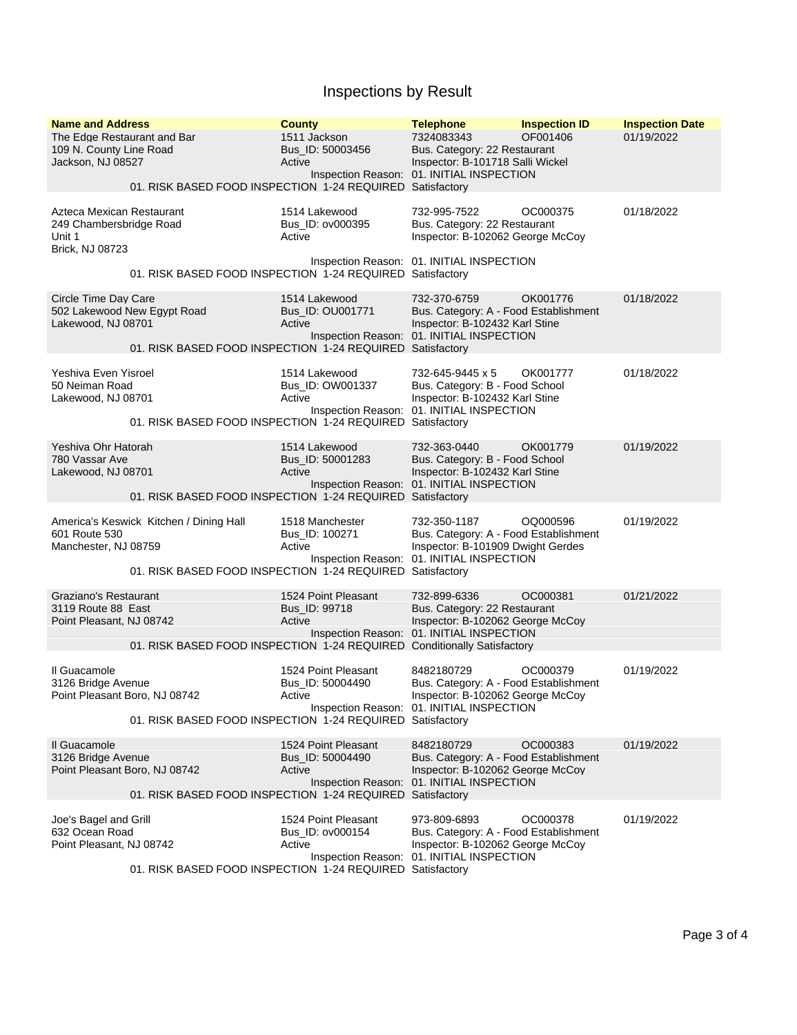# Inspections by Result

| Name and Address | County | Telephone | Inspection ID | Inspection Date |
|---|---|---|---|---|
| The Edge Restaurant and Bar<br>109 N. County Line Road<br>Jackson, NJ 08527 | 1511 Jackson<br>Bus_ID: 50003456<br>Active | 7324083343<br>Bus. Category: 22 Restaurant<br>Inspector: B-101718 Salli Wickel<br>Inspection Reason: 01. INITIAL INSPECTION<br>01. RISK BASED FOOD INSPECTION 1-24 REQUIRED Satisfactory | OF001406 | 01/19/2022 |
| Azteca Mexican Restaurant<br>249 Chambersbridge Road<br>Unit 1<br>Brick, NJ 08723 | 1514 Lakewood<br>Bus_ID: ov000395<br>Active | 732-995-7522<br>Bus. Category: 22 Restaurant<br>Inspector: B-102062 George McCoy<br>Inspection Reason: 01. INITIAL INSPECTION<br>01. RISK BASED FOOD INSPECTION 1-24 REQUIRED Satisfactory | OC000375 | 01/18/2022 |
| Circle Time Day Care<br>502 Lakewood New Egypt Road<br>Lakewood, NJ 08701 | 1514 Lakewood<br>Bus_ID: OU001771<br>Active | 732-370-6759<br>Bus. Category: A - Food Establishment<br>Inspector: B-102432 Karl Stine<br>Inspection Reason: 01. INITIAL INSPECTION<br>01. RISK BASED FOOD INSPECTION 1-24 REQUIRED Satisfactory | OK001776 | 01/18/2022 |
| Yeshiva Even Yisroel<br>50 Neiman Road<br>Lakewood, NJ 08701 | 1514 Lakewood<br>Bus_ID: OW001337<br>Active | 732-645-9445 x 5<br>Bus. Category: B - Food School<br>Inspector: B-102432 Karl Stine<br>Inspection Reason: 01. INITIAL INSPECTION<br>01. RISK BASED FOOD INSPECTION 1-24 REQUIRED Satisfactory | OK001777 | 01/18/2022 |
| Yeshiva Ohr Hatorah<br>780 Vassar Ave<br>Lakewood, NJ 08701 | 1514 Lakewood<br>Bus_ID: 50001283<br>Active | 732-363-0440<br>Bus. Category: B - Food School<br>Inspector: B-102432 Karl Stine<br>Inspection Reason: 01. INITIAL INSPECTION<br>01. RISK BASED FOOD INSPECTION 1-24 REQUIRED Satisfactory | OK001779 | 01/19/2022 |
| America's Keswick Kitchen / Dining Hall<br>601 Route 530<br>Manchester, NJ 08759 | 1518 Manchester<br>Bus_ID: 100271<br>Active | 732-350-1187<br>Bus. Category: A - Food Establishment<br>Inspector: B-101909 Dwight Gerdes<br>Inspection Reason: 01. INITIAL INSPECTION<br>01. RISK BASED FOOD INSPECTION 1-24 REQUIRED Satisfactory | OQ000596 | 01/19/2022 |
| Graziano's Restaurant<br>3119 Route 88 East<br>Point Pleasant, NJ 08742 | 1524 Point Pleasant<br>Bus_ID: 99718<br>Active | 732-899-6336<br>Bus. Category: 22 Restaurant<br>Inspector: B-102062 George McCoy<br>Inspection Reason: 01. INITIAL INSPECTION<br>01. RISK BASED FOOD INSPECTION 1-24 REQUIRED Conditionally Satisfactory | OC000381 | 01/21/2022 |
| Il Guacamole<br>3126 Bridge Avenue<br>Point Pleasant Boro, NJ 08742 | 1524 Point Pleasant<br>Bus_ID: 50004490<br>Active | 8482180729<br>Bus. Category: A - Food Establishment<br>Inspector: B-102062 George McCoy<br>Inspection Reason: 01. INITIAL INSPECTION<br>01. RISK BASED FOOD INSPECTION 1-24 REQUIRED Satisfactory | OC000379 | 01/19/2022 |
| Il Guacamole<br>3126 Bridge Avenue<br>Point Pleasant Boro, NJ 08742 | 1524 Point Pleasant<br>Bus_ID: 50004490<br>Active | 8482180729<br>Bus. Category: A - Food Establishment<br>Inspector: B-102062 George McCoy<br>Inspection Reason: 01. INITIAL INSPECTION<br>01. RISK BASED FOOD INSPECTION 1-24 REQUIRED Satisfactory | OC000383 | 01/19/2022 |
| Joe's Bagel and Grill<br>632 Ocean Road<br>Point Pleasant, NJ 08742 | 1524 Point Pleasant<br>Bus_ID: ov000154<br>Active | 973-809-6893<br>Bus. Category: A - Food Establishment<br>Inspector: B-102062 George McCoy<br>Inspection Reason: 01. INITIAL INSPECTION<br>01. RISK BASED FOOD INSPECTION 1-24 REQUIRED Satisfactory | OC000378 | 01/19/2022 |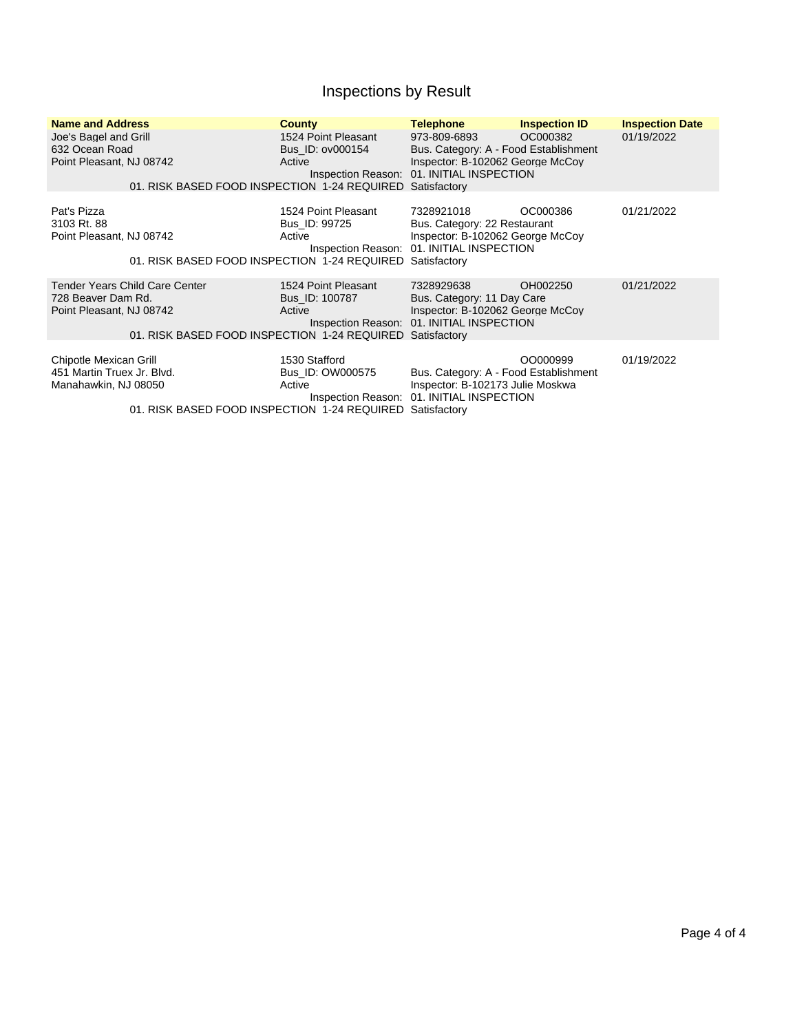# Inspections by Result

| Name and Address | County | Telephone | Inspection ID | Inspection Date |
|---|---|---|---|---|
| Joe's Bagel and Grill<br>632 Ocean Road<br>Point Pleasant, NJ 08742 | 1524 Point Pleasant<br>Bus_ID: ov000154<br>Active | 973-809-6893<br>Bus. Category: A - Food Establishment<br>Inspector: B-102062 George McCoy | OC000382 | 01/19/2022 |
| | Inspection Reason: | 01. INITIAL INSPECTION | | |
| 01. RISK BASED FOOD INSPECTION 1-24 REQUIRED | | Satisfactory | | |
| Pat's Pizza<br>3103 Rt. 88<br>Point Pleasant, NJ 08742 | 1524 Point Pleasant<br>Bus_ID: 99725<br>Active | 7328921018<br>Bus. Category: 22 Restaurant<br>Inspector: B-102062 George McCoy | OC000386 | 01/21/2022 |
| | Inspection Reason: | 01. INITIAL INSPECTION | | |
| 01. RISK BASED FOOD INSPECTION 1-24 REQUIRED | | Satisfactory | | |
| Tender Years Child Care Center<br>728 Beaver Dam Rd.<br>Point Pleasant, NJ 08742 | 1524 Point Pleasant<br>Bus_ID: 100787<br>Active | 7328929638<br>Bus. Category: 11 Day Care<br>Inspector: B-102062 George McCoy | OH002250 | 01/21/2022 |
| | Inspection Reason: | 01. INITIAL INSPECTION | | |
| 01. RISK BASED FOOD INSPECTION 1-24 REQUIRED | | Satisfactory | | |
| Chipotle Mexican Grill<br>451 Martin Truex Jr. Blvd.<br>Manahawkin, NJ 08050 | 1530 Stafford<br>Bus_ID: OW000575<br>Active | Bus. Category: A - Food Establishment<br>Inspector: B-102173 Julie Moskwa | OO000999 | 01/19/2022 |
| | Inspection Reason: | 01. INITIAL INSPECTION | | |
| 01. RISK BASED FOOD INSPECTION 1-24 REQUIRED | | Satisfactory | | |